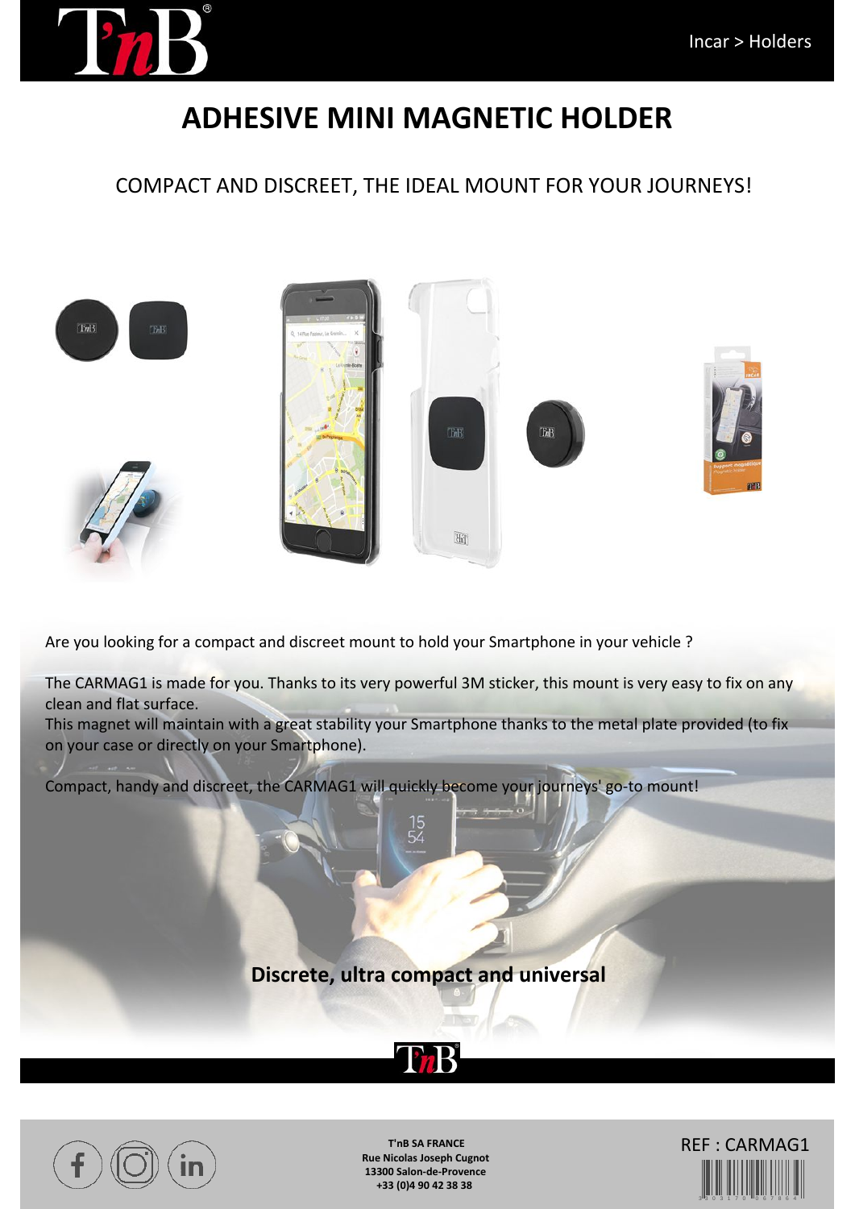Incar > Holders

# ADHESIVE MINI MAGNETIC HOLDER

## COMPACT AND DISCREET, THE IDEAL MOUNT FOR YOUR JOURNEYS!

Are you looking for a compact and discreet mount to hold your Smartphone in your vehicle ?

The CARMAG1 is made for you. Thanks to its very powerful 3M sticker, this mount is very easy to fix on any clean and flat surface.
This magnet will maintain with a great stability your Smartphone thanks to the metal plate provided (to fix on your case or directly on your Smartphone).

Compact, handy and discreet, the CARMAG1 will quickly become your journeys' go-to mount!

**Discrete, ultra compact and universal**

**T'nB SA FRANCE**
**Rue Nicolas Joseph Cugnot**
**13300 Salon-de-Provence**
**+33 (0)4 90 42 38 38**

REF : CARMAG1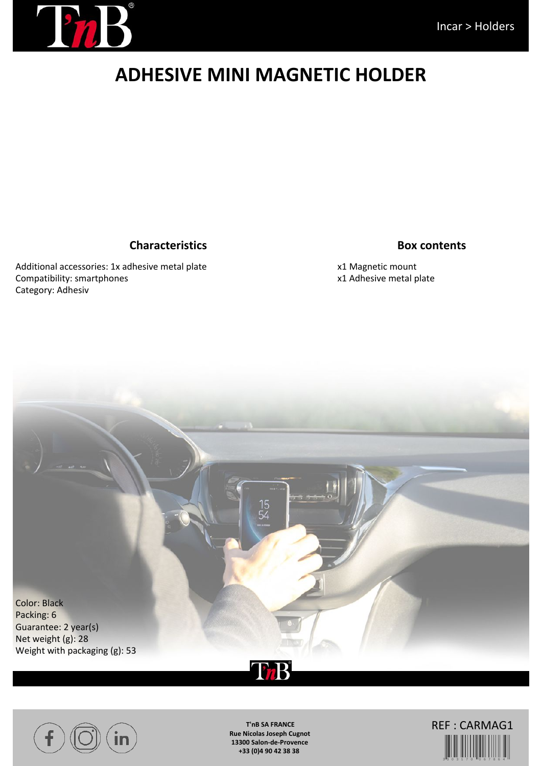Incar > Holders

# ADHESIVE MINI MAGNETIC HOLDER

## Characteristics

Additional accessories: 1x adhesive metal plate
Compatibility: smartphones
Category: Adhesiv

## Box contents

x1 Magnetic mount
x1 Adhesive metal plate

Color: Black
Packing: 6
Guarantee: 2 year(s)
Net weight (g): 28
Weight with packaging (g): 53

**T'nB SA FRANCE**
**Rue Nicolas Joseph Cugnot**
**13300 Salon-de-Provence**
**+33 (0)4 90 42 38 38**

REF : CARMAG1